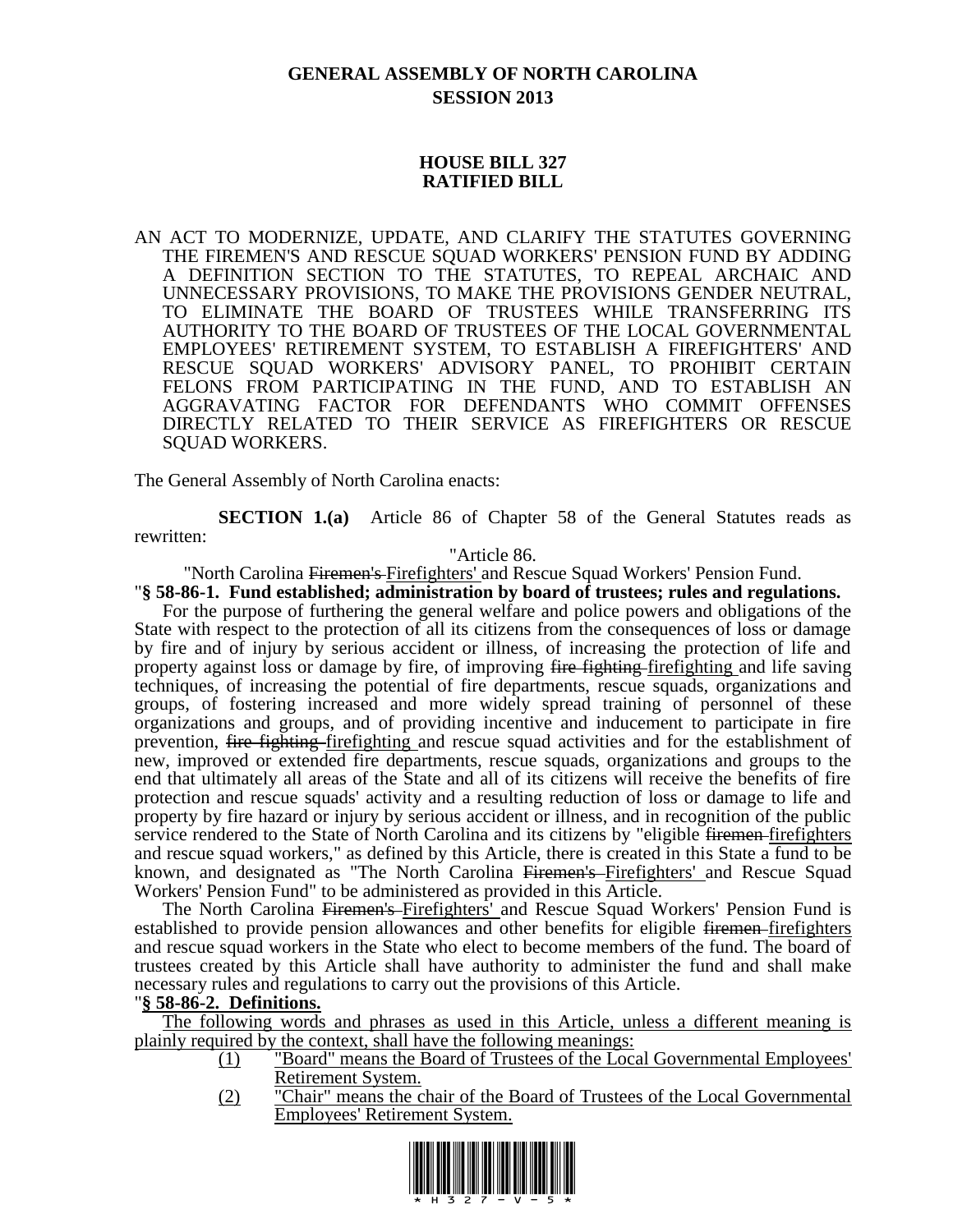# GENERAL ASSEMBLY OF NORTH CAROLINA
## SESSION 2013

## HOUSE BILL 327
## RATIFIED BILL

AN ACT TO MODERNIZE, UPDATE, AND CLARIFY THE STATUTES GOVERNING THE FIREMEN'S AND RESCUE SQUAD WORKERS' PENSION FUND BY ADDING A DEFINITION SECTION TO THE STATUTES, TO REPEAL ARCHAIC AND UNNECESSARY PROVISIONS, TO MAKE THE PROVISIONS GENDER NEUTRAL, TO ELIMINATE THE BOARD OF TRUSTEES WHILE TRANSFERRING ITS AUTHORITY TO THE BOARD OF TRUSTEES OF THE LOCAL GOVERNMENTAL EMPLOYEES' RETIREMENT SYSTEM, TO ESTABLISH A FIREFIGHTERS' AND RESCUE SQUAD WORKERS' ADVISORY PANEL, TO PROHIBIT CERTAIN FELONS FROM PARTICIPATING IN THE FUND, AND TO ESTABLISH AN AGGRAVATING FACTOR FOR DEFENDANTS WHO COMMIT OFFENSES DIRECTLY RELATED TO THEIR SERVICE AS FIREFIGHTERS OR RESCUE SQUAD WORKERS.

The General Assembly of North Carolina enacts:

**SECTION 1.(a)** Article 86 of Chapter 58 of the General Statutes reads as rewritten:

"Article 86.

"North Carolina ~~Firemen's~~ Firefighters' and Rescue Squad Workers' Pension Fund.

"**§ 58-86-1. Fund established; administration by board of trustees; rules and regulations.**

For the purpose of furthering the general welfare and police powers and obligations of the State with respect to the protection of all its citizens from the consequences of loss or damage by fire and of injury by serious accident or illness, of increasing the protection of life and property against loss or damage by fire, of improving ~~fire fighting~~ firefighting and life saving techniques, of increasing the potential of fire departments, rescue squads, organizations and groups, of fostering increased and more widely spread training of personnel of these organizations and groups, and of providing incentive and inducement to participate in fire prevention, ~~fire fighting~~ firefighting and rescue squad activities and for the establishment of new, improved or extended fire departments, rescue squads, organizations and groups to the end that ultimately all areas of the State and all of its citizens will receive the benefits of fire protection and rescue squads' activity and a resulting reduction of loss or damage to life and property by fire hazard or injury by serious accident or illness, and in recognition of the public service rendered to the State of North Carolina and its citizens by "eligible ~~firemen~~ firefighters and rescue squad workers," as defined by this Article, there is created in this State a fund to be known, and designated as "The North Carolina ~~Firemen's~~ Firefighters' and Rescue Squad Workers' Pension Fund" to be administered as provided in this Article.

The North Carolina ~~Firemen's~~ Firefighters' and Rescue Squad Workers' Pension Fund is established to provide pension allowances and other benefits for eligible ~~firemen~~ firefighters and rescue squad workers in the State who elect to become members of the fund. The board of trustees created by this Article shall have authority to administer the fund and shall make necessary rules and regulations to carry out the provisions of this Article.

"**§ 58-86-2. Definitions.**

The following words and phrases as used in this Article, unless a different meaning is plainly required by the context, shall have the following meanings:

(1) "Board" means the Board of Trustees of the Local Governmental Employees' Retirement System.

(2) "Chair" means the chair of the Board of Trustees of the Local Governmental Employees' Retirement System.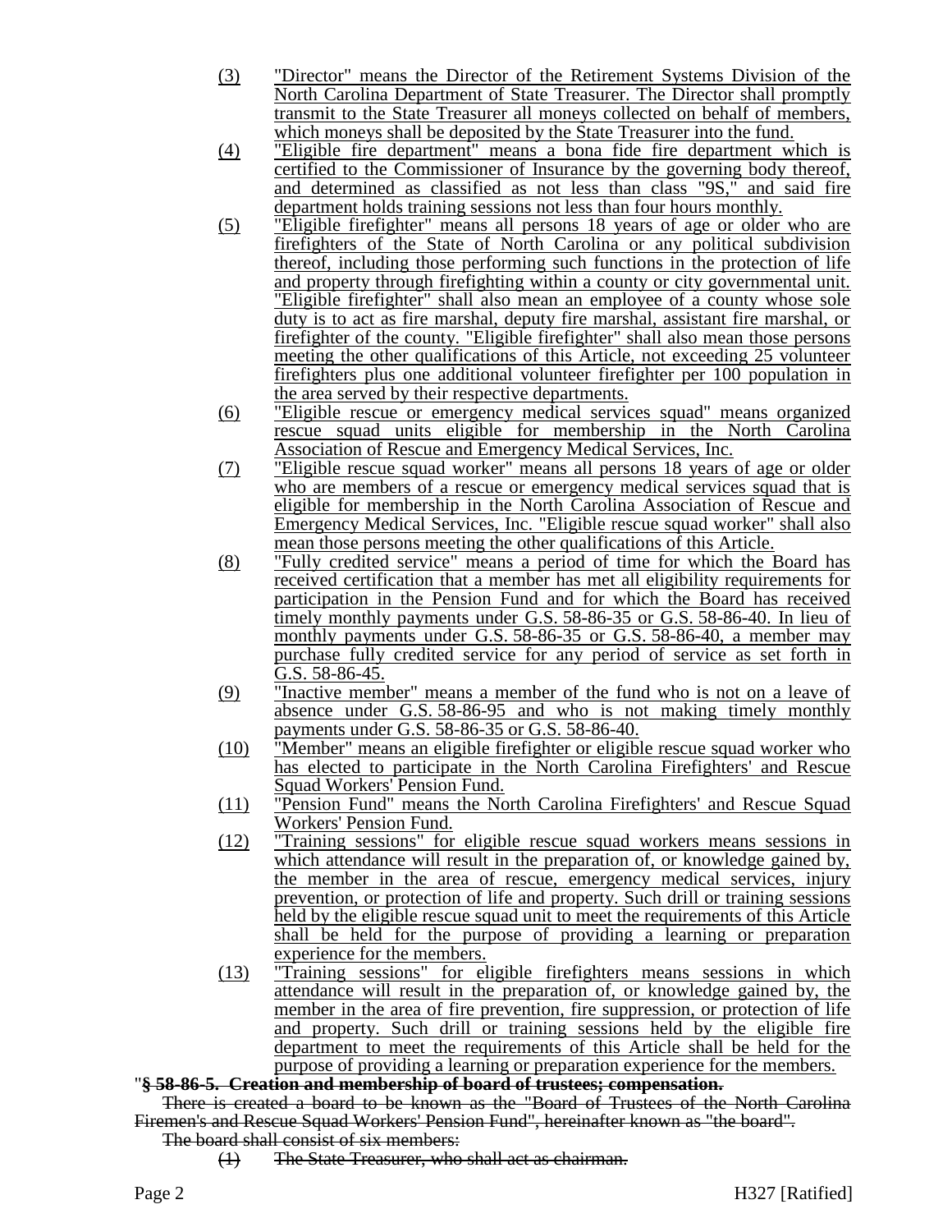(3) "Director" means the Director of the Retirement Systems Division of the North Carolina Department of State Treasurer. The Director shall promptly transmit to the State Treasurer all moneys collected on behalf of members, which moneys shall be deposited by the State Treasurer into the fund.

(4) "Eligible fire department" means a bona fide fire department which is certified to the Commissioner of Insurance by the governing body thereof, and determined as classified as not less than class "9S," and said fire department holds training sessions not less than four hours monthly.

(5) "Eligible firefighter" means all persons 18 years of age or older who are firefighters of the State of North Carolina or any political subdivision thereof, including those performing such functions in the protection of life and property through firefighting within a county or city governmental unit. "Eligible firefighter" shall also mean an employee of a county whose sole duty is to act as fire marshal, deputy fire marshal, assistant fire marshal, or firefighter of the county. "Eligible firefighter" shall also mean those persons meeting the other qualifications of this Article, not exceeding 25 volunteer firefighters plus one additional volunteer firefighter per 100 population in the area served by their respective departments.

(6) "Eligible rescue or emergency medical services squad" means organized rescue squad units eligible for membership in the North Carolina Association of Rescue and Emergency Medical Services, Inc.

(7) "Eligible rescue squad worker" means all persons 18 years of age or older who are members of a rescue or emergency medical services squad that is eligible for membership in the North Carolina Association of Rescue and Emergency Medical Services, Inc. "Eligible rescue squad worker" shall also mean those persons meeting the other qualifications of this Article.

(8) "Fully credited service" means a period of time for which the Board has received certification that a member has met all eligibility requirements for participation in the Pension Fund and for which the Board has received timely monthly payments under G.S. 58-86-35 or G.S. 58-86-40. In lieu of monthly payments under G.S. 58-86-35 or G.S. 58-86-40, a member may purchase fully credited service for any period of service as set forth in G.S. 58-86-45.

(9) "Inactive member" means a member of the fund who is not on a leave of absence under G.S. 58-86-95 and who is not making timely monthly payments under G.S. 58-86-35 or G.S. 58-86-40.

(10) "Member" means an eligible firefighter or eligible rescue squad worker who has elected to participate in the North Carolina Firefighters' and Rescue Squad Workers' Pension Fund.

(11) "Pension Fund" means the North Carolina Firefighters' and Rescue Squad Workers' Pension Fund.

(12) "Training sessions" for eligible rescue squad workers means sessions in which attendance will result in the preparation of, or knowledge gained by, the member in the area of rescue, emergency medical services, injury prevention, or protection of life and property. Such drill or training sessions held by the eligible rescue squad unit to meet the requirements of this Article shall be held for the purpose of providing a learning or preparation experience for the members.

(13) "Training sessions" for eligible firefighters means sessions in which attendance will result in the preparation of, or knowledge gained by, the member in the area of fire prevention, fire suppression, or protection of life and property. Such drill or training sessions held by the eligible fire department to meet the requirements of this Article shall be held for the purpose of providing a learning or preparation experience for the members.

"~~**§ 58-86-5. Creation and membership of board of trustees; compensation.**~~

~~There is created a board to be known as the "Board of Trustees of the North Carolina Firemen's and Rescue Squad Workers' Pension Fund", hereinafter known as "the board".~~

~~The board shall consist of six members:~~

~~(1) The State Treasurer, who shall act as chairman.~~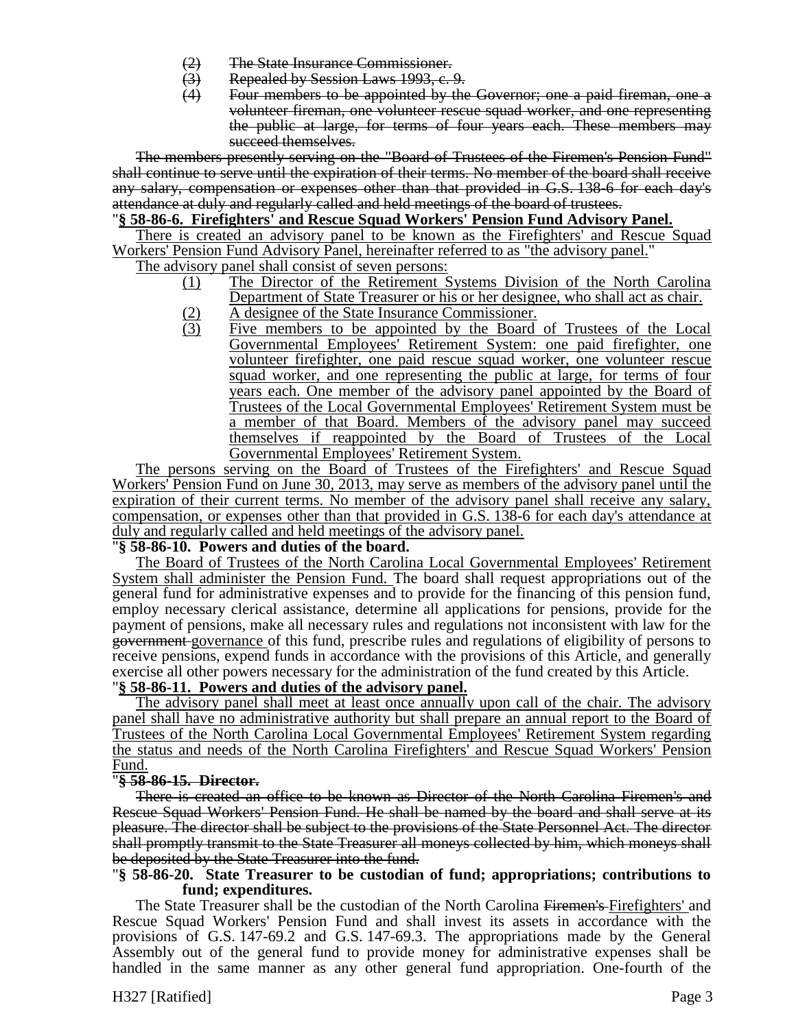(2) The State Insurance Commissioner.
(3) Repealed by Session Laws 1993, c. 9.
(4) Four members to be appointed by the Governor; one a paid fireman, one a volunteer fireman, one volunteer rescue squad worker, and one representing the public at large, for terms of four years each. These members may succeed themselves.

The members presently serving on the "Board of Trustees of the Firemen's Pension Fund" shall continue to serve until the expiration of their terms. No member of the board shall receive any salary, compensation or expenses other than that provided in G.S. 138-6 for each day's attendance at duly and regularly called and held meetings of the board of trustees.

"**§ 58-86-6. Firefighters' and Rescue Squad Workers' Pension Fund Advisory Panel.**

There is created an advisory panel to be known as the Firefighters' and Rescue Squad Workers' Pension Fund Advisory Panel, hereinafter referred to as "the advisory panel."

The advisory panel shall consist of seven persons:

(1) The Director of the Retirement Systems Division of the North Carolina Department of State Treasurer or his or her designee, who shall act as chair.
(2) A designee of the State Insurance Commissioner.
(3) Five members to be appointed by the Board of Trustees of the Local Governmental Employees' Retirement System: one paid firefighter, one volunteer firefighter, one paid rescue squad worker, one volunteer rescue squad worker, and one representing the public at large, for terms of four years each. One member of the advisory panel appointed by the Board of Trustees of the Local Governmental Employees' Retirement System must be a member of that Board. Members of the advisory panel may succeed themselves if reappointed by the Board of Trustees of the Local Governmental Employees' Retirement System.

The persons serving on the Board of Trustees of the Firefighters' and Rescue Squad Workers' Pension Fund on June 30, 2013, may serve as members of the advisory panel until the expiration of their current terms. No member of the advisory panel shall receive any salary, compensation, or expenses other than that provided in G.S. 138-6 for each day's attendance at duly and regularly called and held meetings of the advisory panel.

"**§ 58-86-10. Powers and duties of the board.**

The Board of Trustees of the North Carolina Local Governmental Employees' Retirement System shall administer the Pension Fund. The board shall request appropriations out of the general fund for administrative expenses and to provide for the financing of this pension fund, employ necessary clerical assistance, determine all applications for pensions, provide for the payment of pensions, make all necessary rules and regulations not inconsistent with law for the government governance of this fund, prescribe rules and regulations of eligibility of persons to receive pensions, expend funds in accordance with the provisions of this Article, and generally exercise all other powers necessary for the administration of the fund created by this Article.

"**§ 58-86-11. Powers and duties of the advisory panel.**

The advisory panel shall meet at least once annually upon call of the chair. The advisory panel shall have no administrative authority but shall prepare an annual report to the Board of Trustees of the North Carolina Local Governmental Employees' Retirement System regarding the status and needs of the North Carolina Firefighters' and Rescue Squad Workers' Pension Fund.

"**§ 58-86-15. Director.**

There is created an office to be known as Director of the North Carolina Firemen's and Rescue Squad Workers' Pension Fund. He shall be named by the board and shall serve at its pleasure. The director shall be subject to the provisions of the State Personnel Act. The director shall promptly transmit to the State Treasurer all moneys collected by him, which moneys shall be deposited by the State Treasurer into the fund.

"**§ 58-86-20. State Treasurer to be custodian of fund; appropriations; contributions to fund; expenditures.**

The State Treasurer shall be the custodian of the North Carolina Firemen's Firefighters' and Rescue Squad Workers' Pension Fund and shall invest its assets in accordance with the provisions of G.S. 147-69.2 and G.S. 147-69.3. The appropriations made by the General Assembly out of the general fund to provide money for administrative expenses shall be handled in the same manner as any other general fund appropriation. One-fourth of the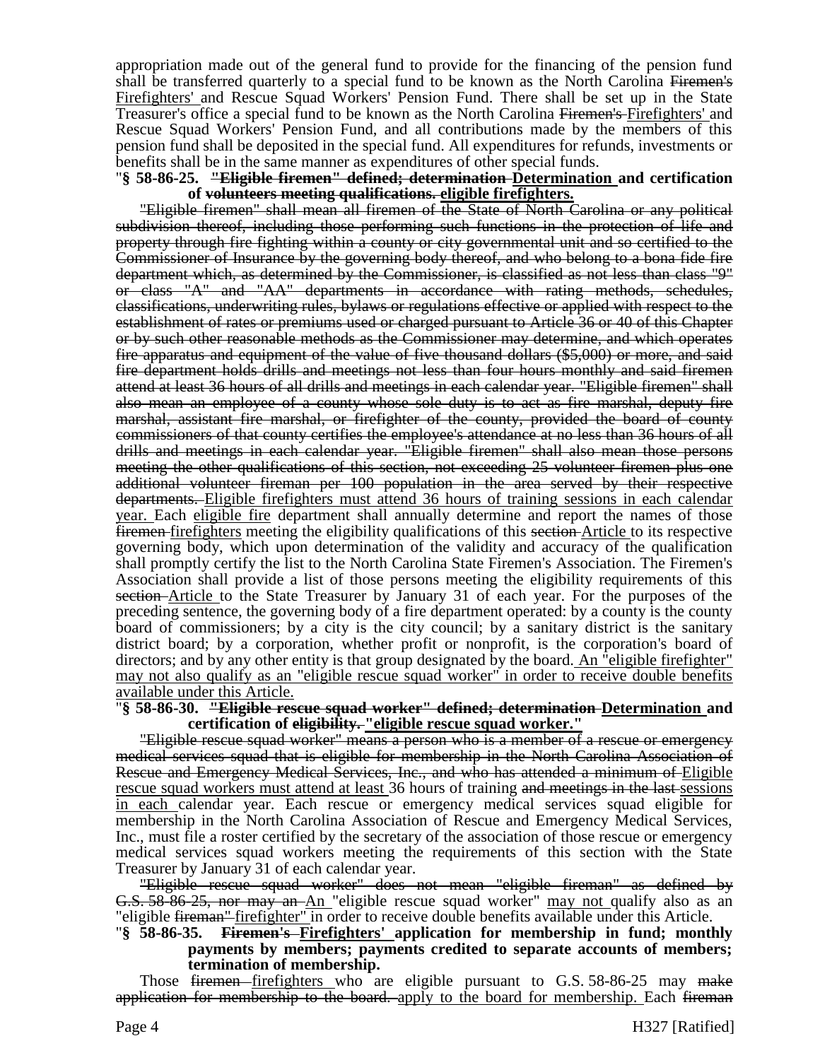appropriation made out of the general fund to provide for the financing of the pension fund shall be transferred quarterly to a special fund to be known as the North Carolina ~~Firemen's~~ <u>Firefighters'</u> and Rescue Squad Workers' Pension Fund. There shall be set up in the State Treasurer's office a special fund to be known as the North Carolina ~~Firemen's~~ <u>Firefighters'</u> and Rescue Squad Workers' Pension Fund, and all contributions made by the members of this pension fund shall be deposited in the special fund. All expenditures for refunds, investments or benefits shall be in the same manner as expenditures of other special funds.

"**§ 58-86-25. ~~"Eligible firemen" defined; determination~~ <u>Determination</u> and certification of ~~volunteers meeting qualifications.~~ <u>eligible firefighters.</u>**

~~"Eligible firemen" shall mean all firemen of the State of North Carolina or any political subdivision thereof, including those performing such functions in the protection of life and property through fire fighting within a county or city governmental unit and so certified to the Commissioner of Insurance by the governing body thereof, and who belong to a bona fide fire department which, as determined by the Commissioner, is classified as not less than class "9" or class "A" and "AA" departments in accordance with rating methods, schedules, classifications, underwriting rules, bylaws or regulations effective or applied with respect to the establishment of rates or premiums used or charged pursuant to Article 36 or 40 of this Chapter or by such other reasonable methods as the Commissioner may determine, and which operates fire apparatus and equipment of the value of five thousand dollars ($5,000) or more, and said fire department holds drills and meetings not less than four hours monthly and said firemen attend at least 36 hours of all drills and meetings in each calendar year. "Eligible firemen" shall also mean an employee of a county whose sole duty is to act as fire marshal, deputy fire marshal, assistant fire marshal, or firefighter of the county, provided the board of county commissioners of that county certifies the employee's attendance at no less than 36 hours of all drills and meetings in each calendar year. "Eligible firemen" shall also mean those persons meeting the other qualifications of this section, not exceeding 25 volunteer firemen plus one additional volunteer fireman per 100 population in the area served by their respective departments.~~ <u>Eligible firefighters must attend 36 hours of training sessions in each calendar year.</u> Each <u>eligible fire</u> department shall annually determine and report the names of those ~~firemen~~ <u>firefighters</u> meeting the eligibility qualifications of this ~~section~~ <u>Article</u> to its respective governing body, which upon determination of the validity and accuracy of the qualification shall promptly certify the list to the North Carolina State Firemen's Association. The Firemen's Association shall provide a list of those persons meeting the eligibility requirements of this ~~section~~ <u>Article</u> to the State Treasurer by January 31 of each year. For the purposes of the preceding sentence, the governing body of a fire department operated: by a county is the county board of commissioners; by a city is the city council; by a sanitary district is the sanitary district board; by a corporation, whether profit or nonprofit, is the corporation's board of directors; and by any other entity is that group designated by the board. <u>An "eligible firefighter" may not also qualify as an "eligible rescue squad worker" in order to receive double benefits available under this Article.</u>

"**§ 58-86-30. ~~"Eligible rescue squad worker" defined; determination~~ <u>Determination</u> and certification of ~~eligibility.~~ <u>"eligible rescue squad worker."</u>**

~~"Eligible rescue squad worker" means a person who is a member of a rescue or emergency medical services squad that is eligible for membership in the North Carolina Association of Rescue and Emergency Medical Services, Inc., and who has attended a minimum of~~ <u>Eligible rescue squad workers must attend at least</u> 36 hours of training ~~and meetings in the last~~ <u>sessions in each</u> calendar year. Each rescue or emergency medical services squad eligible for membership in the North Carolina Association of Rescue and Emergency Medical Services, Inc., must file a roster certified by the secretary of the association of those rescue or emergency medical services squad workers meeting the requirements of this section with the State Treasurer by January 31 of each calendar year.

~~"Eligible rescue squad worker" does not mean "eligible fireman" as defined by G.S. 58-86-25, nor may an~~ <u>An</u> "eligible rescue squad worker" <u>may not</u> qualify also as an "eligible ~~fireman"~~ <u>firefighter"</u> in order to receive double benefits available under this Article.

"**§ 58-86-35. ~~Firemen's~~ <u>Firefighters'</u> application for membership in fund; monthly payments by members; payments credited to separate accounts of members; termination of membership.**

Those ~~firemen~~ <u>firefighters</u> who are eligible pursuant to G.S. 58-86-25 may ~~make application for membership to the board.~~ <u>apply to the board for membership.</u> Each ~~fireman~~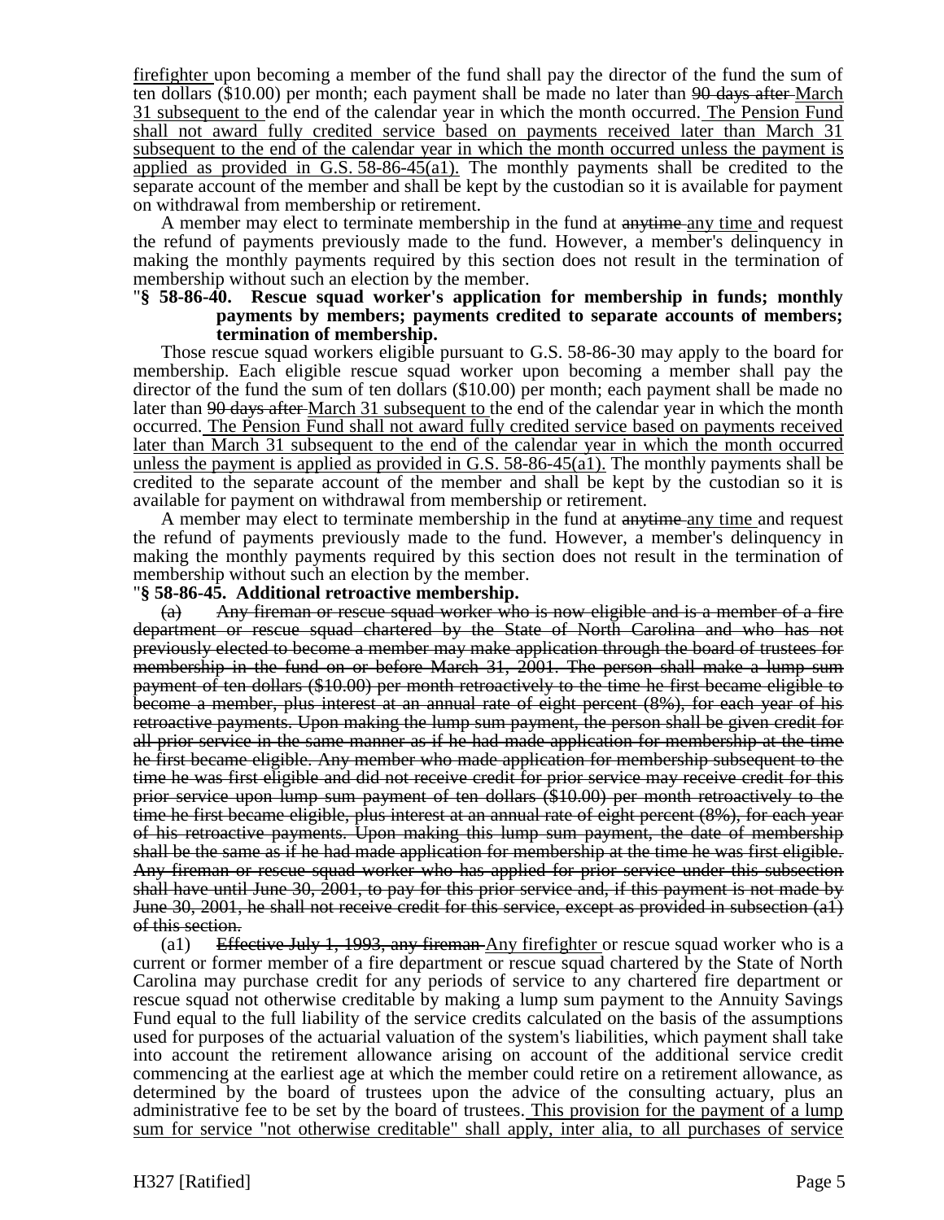<u>firefighter</u> upon becoming a member of the fund shall pay the director of the fund the sum of ten dollars ($10.00) per month; each payment shall be made no later than ~~90 days after~~ <u>March 31 subsequent to</u> the end of the calendar year in which the month occurred.<u> The Pension Fund shall not award fully credited service based on payments received later than March 31 subsequent to the end of the calendar year in which the month occurred unless the payment is applied as provided in G.S. 58-86-45(a1).</u> The monthly payments shall be credited to the separate account of the member and shall be kept by the custodian so it is available for payment on withdrawal from membership or retirement.

A member may elect to terminate membership in the fund at ~~anytime~~ <u>any time</u> and request the refund of payments previously made to the fund. However, a member's delinquency in making the monthly payments required by this section does not result in the termination of membership without such an election by the member.

"**§ 58-86-40. Rescue squad worker's application for membership in funds; monthly payments by members; payments credited to separate accounts of members; termination of membership.**

Those rescue squad workers eligible pursuant to G.S. 58-86-30 may apply to the board for membership. Each eligible rescue squad worker upon becoming a member shall pay the director of the fund the sum of ten dollars ($10.00) per month; each payment shall be made no later than ~~90 days after~~ <u>March 31 subsequent to</u> the end of the calendar year in which the month occurred.<u> The Pension Fund shall not award fully credited service based on payments received later than March 31 subsequent to the end of the calendar year in which the month occurred unless the payment is applied as provided in G.S. 58-86-45(a1).</u> The monthly payments shall be credited to the separate account of the member and shall be kept by the custodian so it is available for payment on withdrawal from membership or retirement.

A member may elect to terminate membership in the fund at ~~anytime~~ <u>any time</u> and request the refund of payments previously made to the fund. However, a member's delinquency in making the monthly payments required by this section does not result in the termination of membership without such an election by the member.

"**§ 58-86-45. Additional retroactive membership.**

~~(a) Any fireman or rescue squad worker who is now eligible and is a member of a fire department or rescue squad chartered by the State of North Carolina and who has not previously elected to become a member may make application through the board of trustees for membership in the fund on or before March 31, 2001. The person shall make a lump sum payment of ten dollars ($10.00) per month retroactively to the time he first became eligible to become a member, plus interest at an annual rate of eight percent (8%), for each year of his retroactive payments. Upon making the lump sum payment, the person shall be given credit for all prior service in the same manner as if he had made application for membership at the time he first became eligible. Any member who made application for membership subsequent to the time he was first eligible and did not receive credit for prior service may receive credit for this prior service upon lump sum payment of ten dollars ($10.00) per month retroactively to the time he first became eligible, plus interest at an annual rate of eight percent (8%), for each year of his retroactive payments. Upon making this lump sum payment, the date of membership shall be the same as if he had made application for membership at the time he was first eligible. Any fireman or rescue squad worker who has applied for prior service under this subsection shall have until June 30, 2001, to pay for this prior service and, if this payment is not made by June 30, 2001, he shall not receive credit for this service, except as provided in subsection (a1) of this section.~~

(a1) ~~Effective July 1, 1993, any fireman~~ <u>Any firefighter</u> or rescue squad worker who is a current or former member of a fire department or rescue squad chartered by the State of North Carolina may purchase credit for any periods of service to any chartered fire department or rescue squad not otherwise creditable by making a lump sum payment to the Annuity Savings Fund equal to the full liability of the service credits calculated on the basis of the assumptions used for purposes of the actuarial valuation of the system's liabilities, which payment shall take into account the retirement allowance arising on account of the additional service credit commencing at the earliest age at which the member could retire on a retirement allowance, as determined by the board of trustees upon the advice of the consulting actuary, plus an administrative fee to be set by the board of trustees.<u> This provision for the payment of a lump sum for service "not otherwise creditable" shall apply, inter alia, to all purchases of service</u>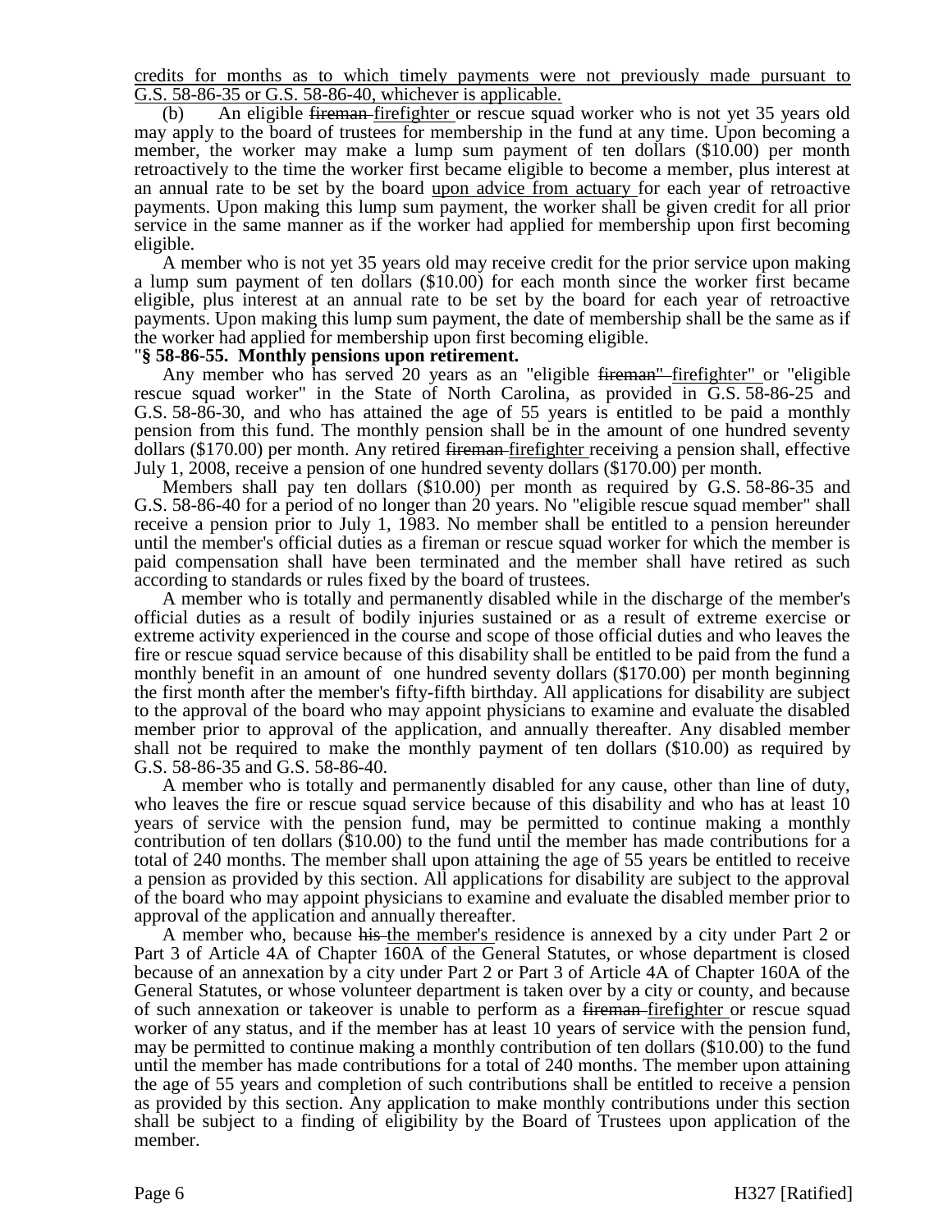credits for months as to which timely payments were not previously made pursuant to G.S. 58-86-35 or G.S. 58-86-40, whichever is applicable.

(b) An eligible ~~fireman~~ firefighter or rescue squad worker who is not yet 35 years old may apply to the board of trustees for membership in the fund at any time. Upon becoming a member, the worker may make a lump sum payment of ten dollars ($10.00) per month retroactively to the time the worker first became eligible to become a member, plus interest at an annual rate to be set by the board upon advice from actuary for each year of retroactive payments. Upon making this lump sum payment, the worker shall be given credit for all prior service in the same manner as if the worker had applied for membership upon first becoming eligible.

A member who is not yet 35 years old may receive credit for the prior service upon making a lump sum payment of ten dollars ($10.00) for each month since the worker first became eligible, plus interest at an annual rate to be set by the board for each year of retroactive payments. Upon making this lump sum payment, the date of membership shall be the same as if the worker had applied for membership upon first becoming eligible.

"**§ 58-86-55. Monthly pensions upon retirement.**

Any member who has served 20 years as an "eligible ~~fireman"~~ firefighter" or "eligible rescue squad worker" in the State of North Carolina, as provided in G.S. 58-86-25 and G.S. 58-86-30, and who has attained the age of 55 years is entitled to be paid a monthly pension from this fund. The monthly pension shall be in the amount of one hundred seventy dollars ($170.00) per month. Any retired ~~fireman~~ firefighter receiving a pension shall, effective July 1, 2008, receive a pension of one hundred seventy dollars ($170.00) per month.

Members shall pay ten dollars ($10.00) per month as required by G.S. 58-86-35 and G.S. 58-86-40 for a period of no longer than 20 years. No "eligible rescue squad member" shall receive a pension prior to July 1, 1983. No member shall be entitled to a pension hereunder until the member's official duties as a fireman or rescue squad worker for which the member is paid compensation shall have been terminated and the member shall have retired as such according to standards or rules fixed by the board of trustees.

A member who is totally and permanently disabled while in the discharge of the member's official duties as a result of bodily injuries sustained or as a result of extreme exercise or extreme activity experienced in the course and scope of those official duties and who leaves the fire or rescue squad service because of this disability shall be entitled to be paid from the fund a monthly benefit in an amount of one hundred seventy dollars ($170.00) per month beginning the first month after the member's fifty-fifth birthday. All applications for disability are subject to the approval of the board who may appoint physicians to examine and evaluate the disabled member prior to approval of the application, and annually thereafter. Any disabled member shall not be required to make the monthly payment of ten dollars ($10.00) as required by G.S. 58-86-35 and G.S. 58-86-40.

A member who is totally and permanently disabled for any cause, other than line of duty, who leaves the fire or rescue squad service because of this disability and who has at least 10 years of service with the pension fund, may be permitted to continue making a monthly contribution of ten dollars ($10.00) to the fund until the member has made contributions for a total of 240 months. The member shall upon attaining the age of 55 years be entitled to receive a pension as provided by this section. All applications for disability are subject to the approval of the board who may appoint physicians to examine and evaluate the disabled member prior to approval of the application and annually thereafter.

A member who, because ~~his~~ the member's residence is annexed by a city under Part 2 or Part 3 of Article 4A of Chapter 160A of the General Statutes, or whose department is closed because of an annexation by a city under Part 2 or Part 3 of Article 4A of Chapter 160A of the General Statutes, or whose volunteer department is taken over by a city or county, and because of such annexation or takeover is unable to perform as a ~~fireman~~ firefighter or rescue squad worker of any status, and if the member has at least 10 years of service with the pension fund, may be permitted to continue making a monthly contribution of ten dollars ($10.00) to the fund until the member has made contributions for a total of 240 months. The member upon attaining the age of 55 years and completion of such contributions shall be entitled to receive a pension as provided by this section. Any application to make monthly contributions under this section shall be subject to a finding of eligibility by the Board of Trustees upon application of the member.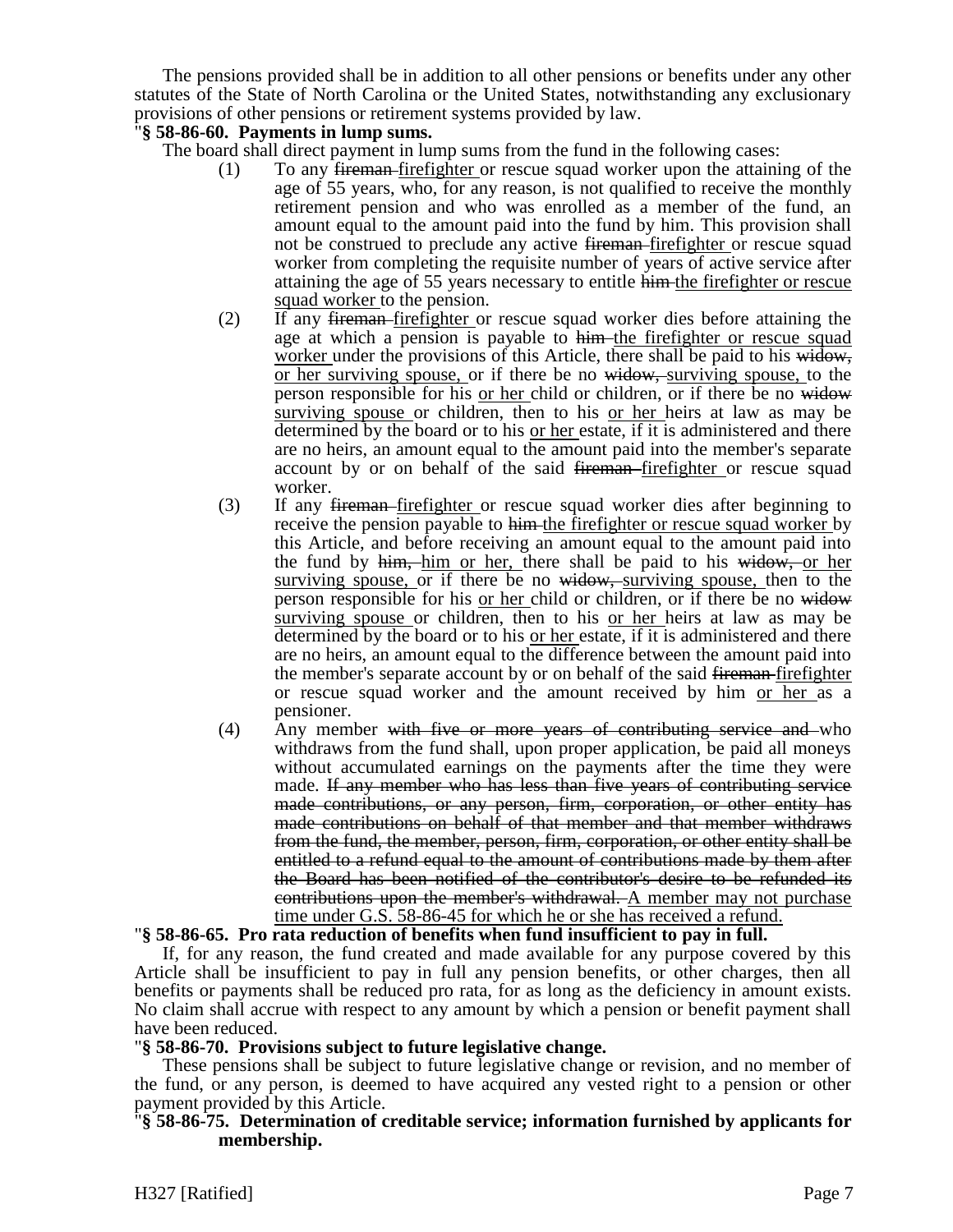The pensions provided shall be in addition to all other pensions or benefits under any other statutes of the State of North Carolina or the United States, notwithstanding any exclusionary provisions of other pensions or retirement systems provided by law.

"**§ 58-86-60. Payments in lump sums.**

The board shall direct payment in lump sums from the fund in the following cases:

(1) To any ~~fireman~~ <u>firefighter</u> or rescue squad worker upon the attaining of the age of 55 years, who, for any reason, is not qualified to receive the monthly retirement pension and who was enrolled as a member of the fund, an amount equal to the amount paid into the fund by him. This provision shall not be construed to preclude any active ~~fireman~~ <u>firefighter</u> or rescue squad worker from completing the requisite number of years of active service after attaining the age of 55 years necessary to entitle ~~him~~ <u>the firefighter or rescue squad worker</u> to the pension.

(2) If any ~~fireman~~ <u>firefighter</u> or rescue squad worker dies before attaining the age at which a pension is payable to ~~him~~ <u>the firefighter or rescue squad worker</u> under the provisions of this Article, there shall be paid to his ~~widow,~~ <u>or her surviving spouse,</u> or if there be no ~~widow,~~ <u>surviving spouse,</u> to the person responsible for his <u>or her</u> child or children, or if there be no ~~widow~~ <u>surviving spouse</u> or children, then to his <u>or her</u> heirs at law as may be determined by the board or to his <u>or her</u> estate, if it is administered and there are no heirs, an amount equal to the amount paid into the member's separate account by or on behalf of the said ~~fireman~~ <u>firefighter</u> or rescue squad worker.

(3) If any ~~fireman~~ <u>firefighter</u> or rescue squad worker dies after beginning to receive the pension payable to ~~him~~ <u>the firefighter or rescue squad worker</u> by this Article, and before receiving an amount equal to the amount paid into the fund by ~~him,~~ <u>him or her,</u> there shall be paid to his ~~widow,~~ <u>or her surviving spouse,</u> or if there be no ~~widow,~~ <u>surviving spouse,</u> then to the person responsible for his <u>or her</u> child or children, or if there be no ~~widow~~ <u>surviving spouse</u> or children, then to his <u>or her</u> heirs at law as may be determined by the board or to his <u>or her</u> estate, if it is administered and there are no heirs, an amount equal to the difference between the amount paid into the member's separate account by or on behalf of the said ~~fireman~~ <u>firefighter</u> or rescue squad worker and the amount received by him <u>or her</u> as a pensioner.

(4) Any member ~~with five or more years of contributing service and~~ who withdraws from the fund shall, upon proper application, be paid all moneys without accumulated earnings on the payments after the time they were made. ~~If any member who has less than five years of contributing service made contributions, or any person, firm, corporation, or other entity has made contributions on behalf of that member and that member withdraws from the fund, the member, person, firm, corporation, or other entity shall be entitled to a refund equal to the amount of contributions made by them after the Board has been notified of the contributor's desire to be refunded its contributions upon the member's withdrawal.~~ <u>A member may not purchase time under G.S. 58-86-45 for which he or she has received a refund.</u>

"**§ 58-86-65. Pro rata reduction of benefits when fund insufficient to pay in full.**

If, for any reason, the fund created and made available for any purpose covered by this Article shall be insufficient to pay in full any pension benefits, or other charges, then all benefits or payments shall be reduced pro rata, for as long as the deficiency in amount exists. No claim shall accrue with respect to any amount by which a pension or benefit payment shall have been reduced.

"**§ 58-86-70. Provisions subject to future legislative change.**

These pensions shall be subject to future legislative change or revision, and no member of the fund, or any person, is deemed to have acquired any vested right to a pension or other payment provided by this Article.

"**§ 58-86-75. Determination of creditable service; information furnished by applicants for membership.**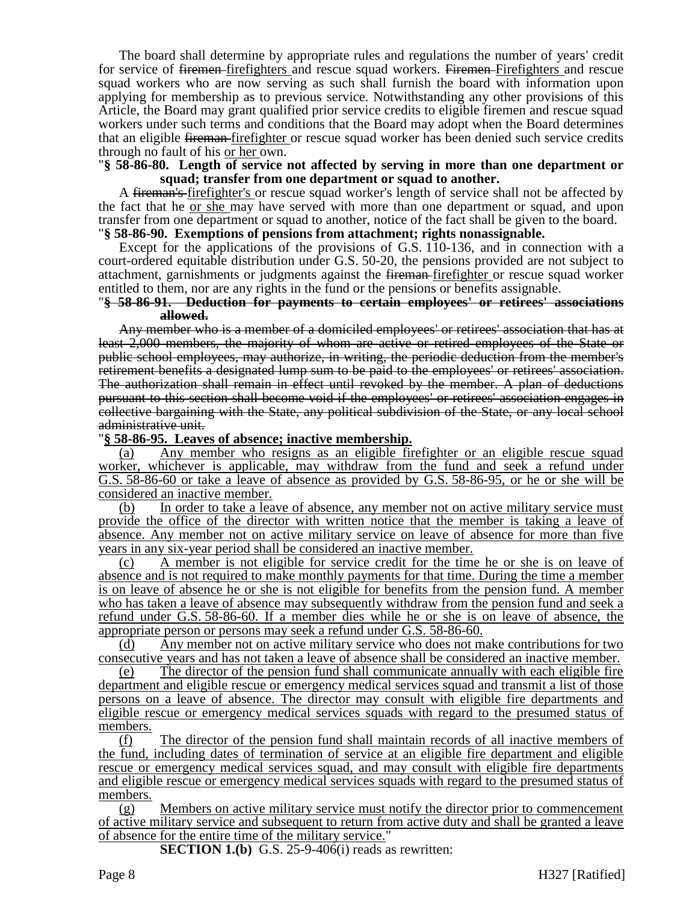The board shall determine by appropriate rules and regulations the number of years' credit for service of ~~firemen~~ firefighters and rescue squad workers. ~~Firemen~~ Firefighters and rescue squad workers who are now serving as such shall furnish the board with information upon applying for membership as to previous service. Notwithstanding any other provisions of this Article, the Board may grant qualified prior service credits to eligible firemen and rescue squad workers under such terms and conditions that the Board may adopt when the Board determines that an eligible ~~fireman~~ firefighter or rescue squad worker has been denied such service credits through no fault of his or her own.

"**§ 58-86-80. Length of service not affected by serving in more than one department or squad; transfer from one department or squad to another.**

A ~~fireman's~~ firefighter's or rescue squad worker's length of service shall not be affected by the fact that he or she may have served with more than one department or squad, and upon transfer from one department or squad to another, notice of the fact shall be given to the board.

"**§ 58-86-90. Exemptions of pensions from attachment; rights nonassignable.**

Except for the applications of the provisions of G.S. 110-136, and in connection with a court-ordered equitable distribution under G.S. 50-20, the pensions provided are not subject to attachment, garnishments or judgments against the ~~fireman~~ firefighter or rescue squad worker entitled to them, nor are any rights in the fund or the pensions or benefits assignable.

"~~**§ 58-86-91. Deduction for payments to certain employees' or retirees' associations allowed.**~~

~~Any member who is a member of a domiciled employees' or retirees' association that has at least 2,000 members, the majority of whom are active or retired employees of the State or public school employees, may authorize, in writing, the periodic deduction from the member's retirement benefits a designated lump sum to be paid to the employees' or retirees' association. The authorization shall remain in effect until revoked by the member. A plan of deductions pursuant to this section shall become void if the employees' or retirees' association engages in collective bargaining with the State, any political subdivision of the State, or any local school administrative unit.~~

"**§ 58-86-95. Leaves of absence; inactive membership.**

(a) Any member who resigns as an eligible firefighter or an eligible rescue squad worker, whichever is applicable, may withdraw from the fund and seek a refund under G.S. 58-86-60 or take a leave of absence as provided by G.S. 58-86-95, or he or she will be considered an inactive member.

(b) In order to take a leave of absence, any member not on active military service must provide the office of the director with written notice that the member is taking a leave of absence. Any member not on active military service on leave of absence for more than five years in any six-year period shall be considered an inactive member.

(c) A member is not eligible for service credit for the time he or she is on leave of absence and is not required to make monthly payments for that time. During the time a member is on leave of absence he or she is not eligible for benefits from the pension fund. A member who has taken a leave of absence may subsequently withdraw from the pension fund and seek a refund under G.S. 58-86-60. If a member dies while he or she is on leave of absence, the appropriate person or persons may seek a refund under G.S. 58-86-60.

(d) Any member not on active military service who does not make contributions for two consecutive years and has not taken a leave of absence shall be considered an inactive member.

(e) The director of the pension fund shall communicate annually with each eligible fire department and eligible rescue or emergency medical services squad and transmit a list of those persons on a leave of absence. The director may consult with eligible fire departments and eligible rescue or emergency medical services squads with regard to the presumed status of members.

(f) The director of the pension fund shall maintain records of all inactive members of the fund, including dates of termination of service at an eligible fire department and eligible rescue or emergency medical services squad, and may consult with eligible fire departments and eligible rescue or emergency medical services squads with regard to the presumed status of members.

(g) Members on active military service must notify the director prior to commencement of active military service and subsequent to return from active duty and shall be granted a leave of absence for the entire time of the military service."

**SECTION 1.(b)** G.S. 25-9-406(i) reads as rewritten: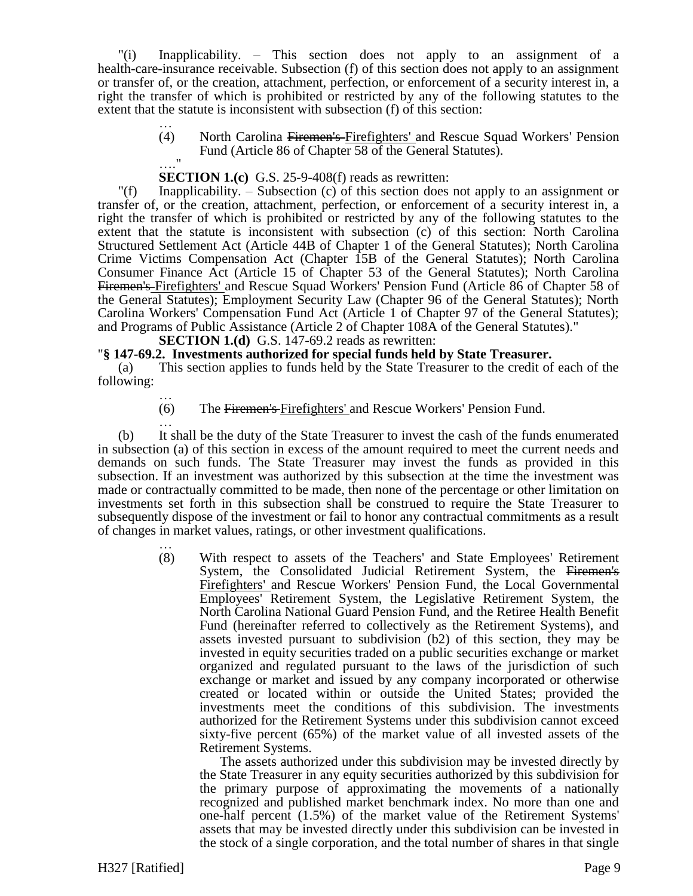"(i) Inapplicability. – This section does not apply to an assignment of a health-care-insurance receivable. Subsection (f) of this section does not apply to an assignment or transfer of, or the creation, attachment, perfection, or enforcement of a security interest in, a right the transfer of which is prohibited or restricted by any of the following statutes to the extent that the statute is inconsistent with subsection (f) of this section:

…

(4) North Carolina ~~Firemen's~~ Firefighters' and Rescue Squad Workers' Pension Fund (Article 86 of Chapter 58 of the General Statutes).

…."

**SECTION 1.(c)** G.S. 25-9-408(f) reads as rewritten:

"(f) Inapplicability. – Subsection (c) of this section does not apply to an assignment or transfer of, or the creation, attachment, perfection, or enforcement of a security interest in, a right the transfer of which is prohibited or restricted by any of the following statutes to the extent that the statute is inconsistent with subsection (c) of this section: North Carolina Structured Settlement Act (Article 44B of Chapter 1 of the General Statutes); North Carolina Crime Victims Compensation Act (Chapter 15B of the General Statutes); North Carolina Consumer Finance Act (Article 15 of Chapter 53 of the General Statutes); North Carolina ~~Firemen's~~ Firefighters' and Rescue Squad Workers' Pension Fund (Article 86 of Chapter 58 of the General Statutes); Employment Security Law (Chapter 96 of the General Statutes); North Carolina Workers' Compensation Fund Act (Article 1 of Chapter 97 of the General Statutes); and Programs of Public Assistance (Article 2 of Chapter 108A of the General Statutes)."

**SECTION 1.(d)** G.S. 147-69.2 reads as rewritten:

"**§ 147-69.2. Investments authorized for special funds held by State Treasurer.**

(a) This section applies to funds held by the State Treasurer to the credit of each of the following:

…

(6) The ~~Firemen's~~ Firefighters' and Rescue Workers' Pension Fund.

…

(b) It shall be the duty of the State Treasurer to invest the cash of the funds enumerated in subsection (a) of this section in excess of the amount required to meet the current needs and demands on such funds. The State Treasurer may invest the funds as provided in this subsection. If an investment was authorized by this subsection at the time the investment was made or contractually committed to be made, then none of the percentage or other limitation on investments set forth in this subsection shall be construed to require the State Treasurer to subsequently dispose of the investment or fail to honor any contractual commitments as a result of changes in market values, ratings, or other investment qualifications.

…

(8) With respect to assets of the Teachers' and State Employees' Retirement System, the Consolidated Judicial Retirement System, the ~~Firemen's~~ Firefighters' and Rescue Workers' Pension Fund, the Local Governmental Employees' Retirement System, the Legislative Retirement System, the North Carolina National Guard Pension Fund, and the Retiree Health Benefit Fund (hereinafter referred to collectively as the Retirement Systems), and assets invested pursuant to subdivision (b2) of this section, they may be invested in equity securities traded on a public securities exchange or market organized and regulated pursuant to the laws of the jurisdiction of such exchange or market and issued by any company incorporated or otherwise created or located within or outside the United States; provided the investments meet the conditions of this subdivision. The investments authorized for the Retirement Systems under this subdivision cannot exceed sixty-five percent (65%) of the market value of all invested assets of the Retirement Systems.

The assets authorized under this subdivision may be invested directly by the State Treasurer in any equity securities authorized by this subdivision for the primary purpose of approximating the movements of a nationally recognized and published market benchmark index. No more than one and one-half percent (1.5%) of the market value of the Retirement Systems' assets that may be invested directly under this subdivision can be invested in the stock of a single corporation, and the total number of shares in that single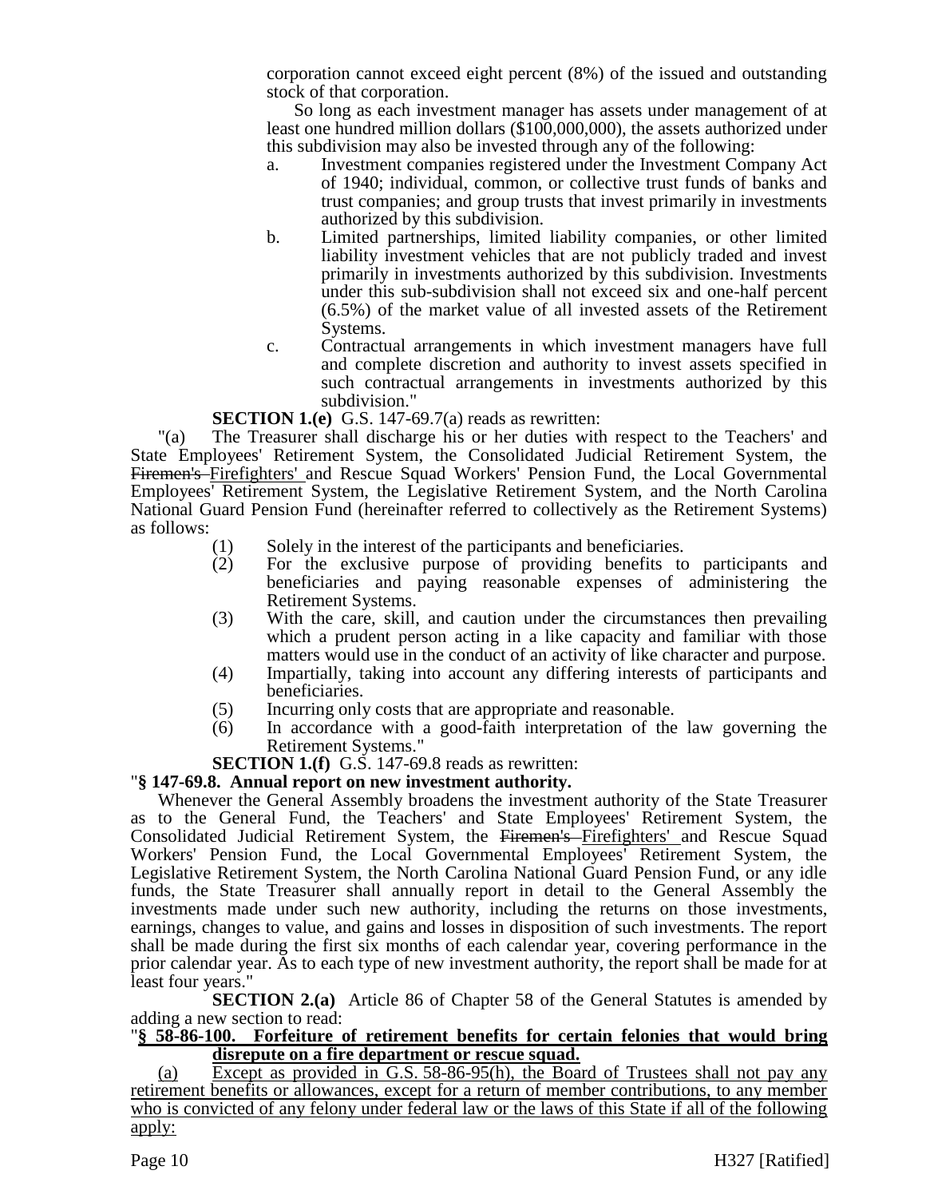corporation cannot exceed eight percent (8%) of the issued and outstanding stock of that corporation.

So long as each investment manager has assets under management of at least one hundred million dollars ($100,000,000), the assets authorized under this subdivision may also be invested through any of the following:

a. Investment companies registered under the Investment Company Act of 1940; individual, common, or collective trust funds of banks and trust companies; and group trusts that invest primarily in investments authorized by this subdivision.
b. Limited partnerships, limited liability companies, or other limited liability investment vehicles that are not publicly traded and invest primarily in investments authorized by this subdivision. Investments under this sub-subdivision shall not exceed six and one-half percent (6.5%) of the market value of all invested assets of the Retirement Systems.
c. Contractual arrangements in which investment managers have full and complete discretion and authority to invest assets specified in such contractual arrangements in investments authorized by this subdivision."

**SECTION 1.(e)** G.S. 147-69.7(a) reads as rewritten:

"(a) The Treasurer shall discharge his or her duties with respect to the Teachers' and State Employees' Retirement System, the Consolidated Judicial Retirement System, the ~~Firemen's~~ Firefighters' and Rescue Squad Workers' Pension Fund, the Local Governmental Employees' Retirement System, the Legislative Retirement System, and the North Carolina National Guard Pension Fund (hereinafter referred to collectively as the Retirement Systems) as follows:

(1) Solely in the interest of the participants and beneficiaries.
(2) For the exclusive purpose of providing benefits to participants and beneficiaries and paying reasonable expenses of administering the Retirement Systems.
(3) With the care, skill, and caution under the circumstances then prevailing which a prudent person acting in a like capacity and familiar with those matters would use in the conduct of an activity of like character and purpose.
(4) Impartially, taking into account any differing interests of participants and beneficiaries.
(5) Incurring only costs that are appropriate and reasonable.
(6) In accordance with a good-faith interpretation of the law governing the Retirement Systems."

**SECTION 1.(f)** G.S. 147-69.8 reads as rewritten:

"**§ 147-69.8. Annual report on new investment authority.**

Whenever the General Assembly broadens the investment authority of the State Treasurer as to the General Fund, the Teachers' and State Employees' Retirement System, the Consolidated Judicial Retirement System, the ~~Firemen's~~ Firefighters' and Rescue Squad Workers' Pension Fund, the Local Governmental Employees' Retirement System, the Legislative Retirement System, the North Carolina National Guard Pension Fund, or any idle funds, the State Treasurer shall annually report in detail to the General Assembly the investments made under such new authority, including the returns on those investments, earnings, changes to value, and gains and losses in disposition of such investments. The report shall be made during the first six months of each calendar year, covering performance in the prior calendar year. As to each type of new investment authority, the report shall be made for at least four years."

**SECTION 2.(a)** Article 86 of Chapter 58 of the General Statutes is amended by adding a new section to read:

"<u>**§ 58-86-100. Forfeiture of retirement benefits for certain felonies that would bring disrepute on a fire department or rescue squad.**</u>

<u>(a) Except as provided in G.S. 58-86-95(h), the Board of Trustees shall not pay any retirement benefits or allowances, except for a return of member contributions, to any member who is convicted of any felony under federal law or the laws of this State if all of the following apply:</u>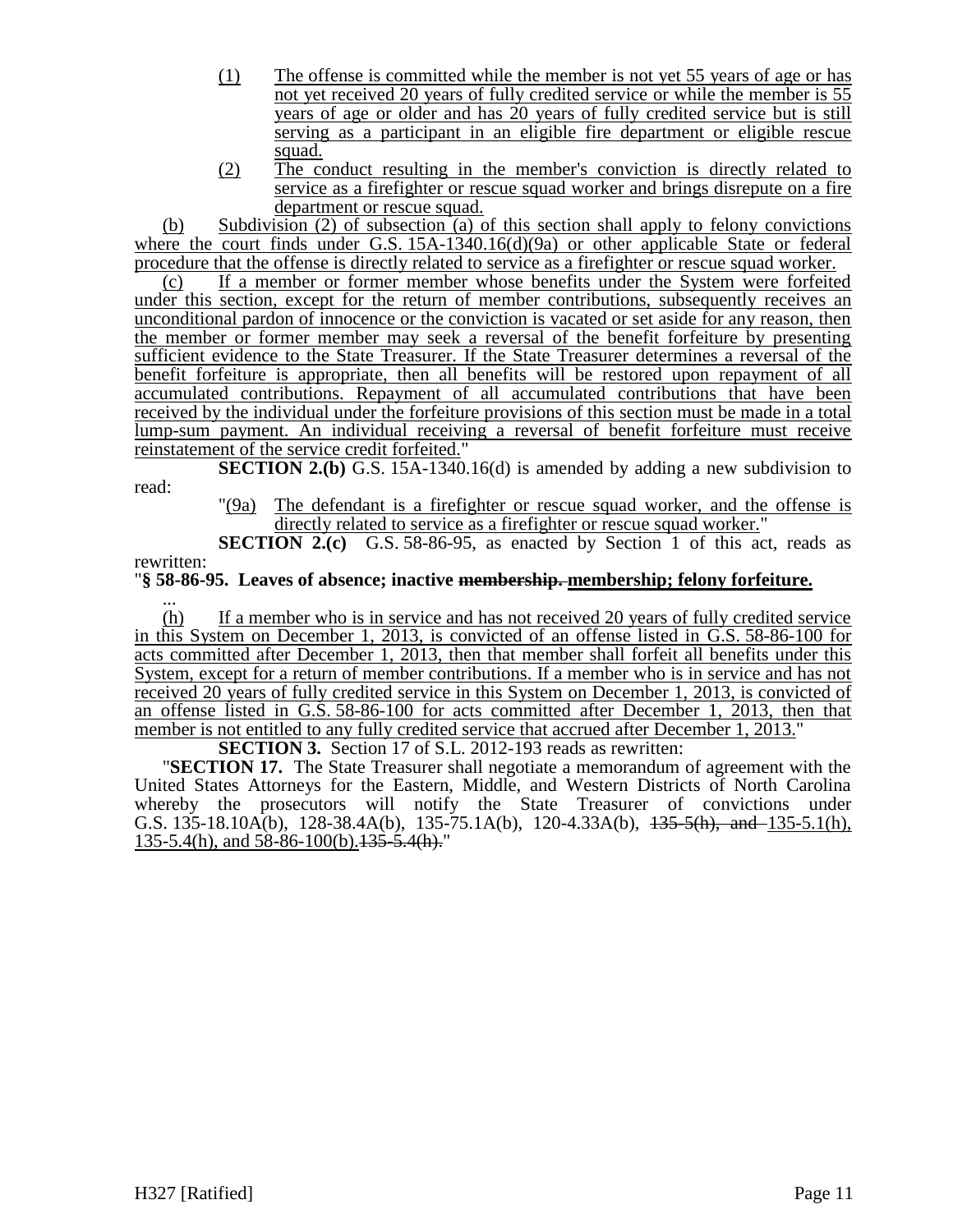(1) The offense is committed while the member is not yet 55 years of age or has not yet received 20 years of fully credited service or while the member is 55 years of age or older and has 20 years of fully credited service but is still serving as a participant in an eligible fire department or eligible rescue squad.

(2) The conduct resulting in the member's conviction is directly related to service as a firefighter or rescue squad worker and brings disrepute on a fire department or rescue squad.

(b) Subdivision (2) of subsection (a) of this section shall apply to felony convictions where the court finds under G.S. 15A-1340.16(d)(9a) or other applicable State or federal procedure that the offense is directly related to service as a firefighter or rescue squad worker.

(c) If a member or former member whose benefits under the System were forfeited under this section, except for the return of member contributions, subsequently receives an unconditional pardon of innocence or the conviction is vacated or set aside for any reason, then the member or former member may seek a reversal of the benefit forfeiture by presenting sufficient evidence to the State Treasurer. If the State Treasurer determines a reversal of the benefit forfeiture is appropriate, then all benefits will be restored upon repayment of all accumulated contributions. Repayment of all accumulated contributions that have been received by the individual under the forfeiture provisions of this section must be made in a total lump-sum payment. An individual receiving a reversal of benefit forfeiture must receive reinstatement of the service credit forfeited."

**SECTION 2.(b)** G.S. 15A-1340.16(d) is amended by adding a new subdivision to read:

"(9a) The defendant is a firefighter or rescue squad worker, and the offense is directly related to service as a firefighter or rescue squad worker."

**SECTION 2.(c)** G.S. 58-86-95, as enacted by Section 1 of this act, reads as rewritten:

"**§ 58-86-95. Leaves of absence; inactive ~~membership.~~ membership; felony forfeiture.**

...

(h) If a member who is in service and has not received 20 years of fully credited service in this System on December 1, 2013, is convicted of an offense listed in G.S. 58-86-100 for acts committed after December 1, 2013, then that member shall forfeit all benefits under this System, except for a return of member contributions. If a member who is in service and has not received 20 years of fully credited service in this System on December 1, 2013, is convicted of an offense listed in G.S. 58-86-100 for acts committed after December 1, 2013, then that member is not entitled to any fully credited service that accrued after December 1, 2013."

**SECTION 3.** Section 17 of S.L. 2012-193 reads as rewritten:

"**SECTION 17.** The State Treasurer shall negotiate a memorandum of agreement with the United States Attorneys for the Eastern, Middle, and Western Districts of North Carolina whereby the prosecutors will notify the State Treasurer of convictions under G.S. 135-18.10A(b), 128-38.4A(b), 135-75.1A(b), 120-4.33A(b), ~~135-5(h), and~~ 135-5.1(h), 135-5.4(h), and 58-86-100(b).~~135-5.4(h).~~"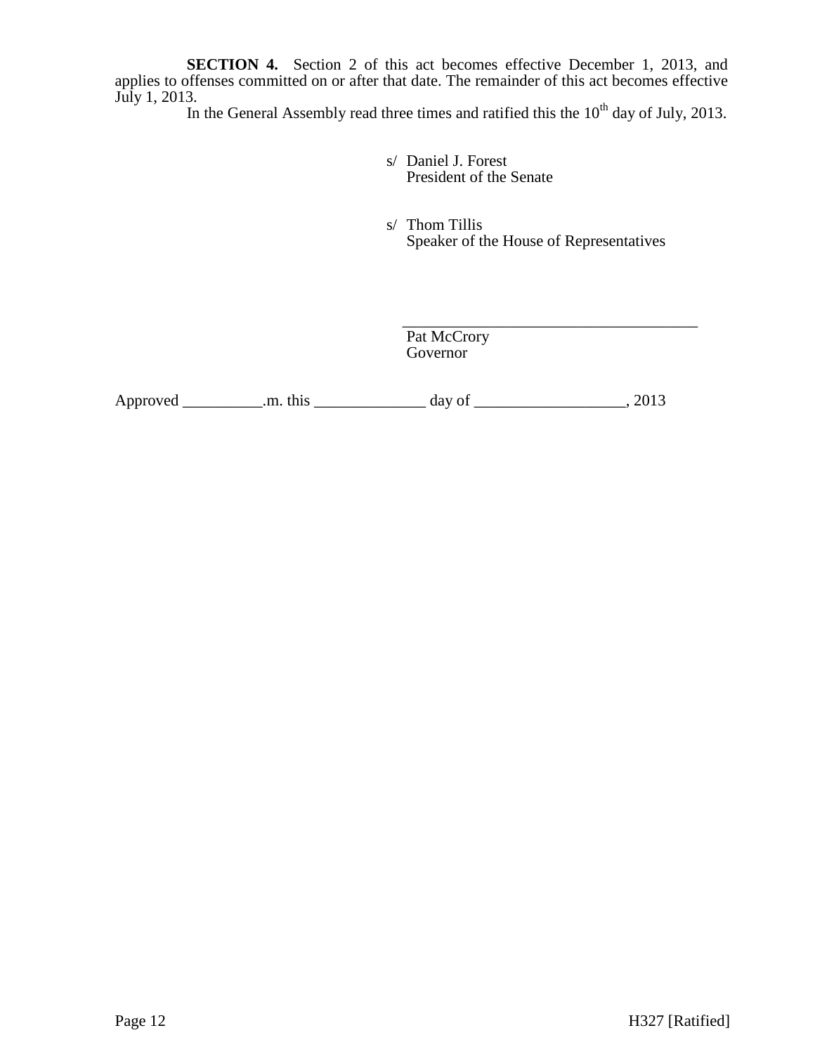**SECTION 4.** Section 2 of this act becomes effective December 1, 2013, and applies to offenses committed on or after that date. The remainder of this act becomes effective July 1, 2013.

In the General Assembly read three times and ratified this the 10th day of July, 2013.

s/ Daniel J. Forest
President of the Senate

s/ Thom Tillis
Speaker of the House of Representatives

_____________________________________
Pat McCrory
Governor

Approved __________.m. this ______________ day of ___________________, 2013